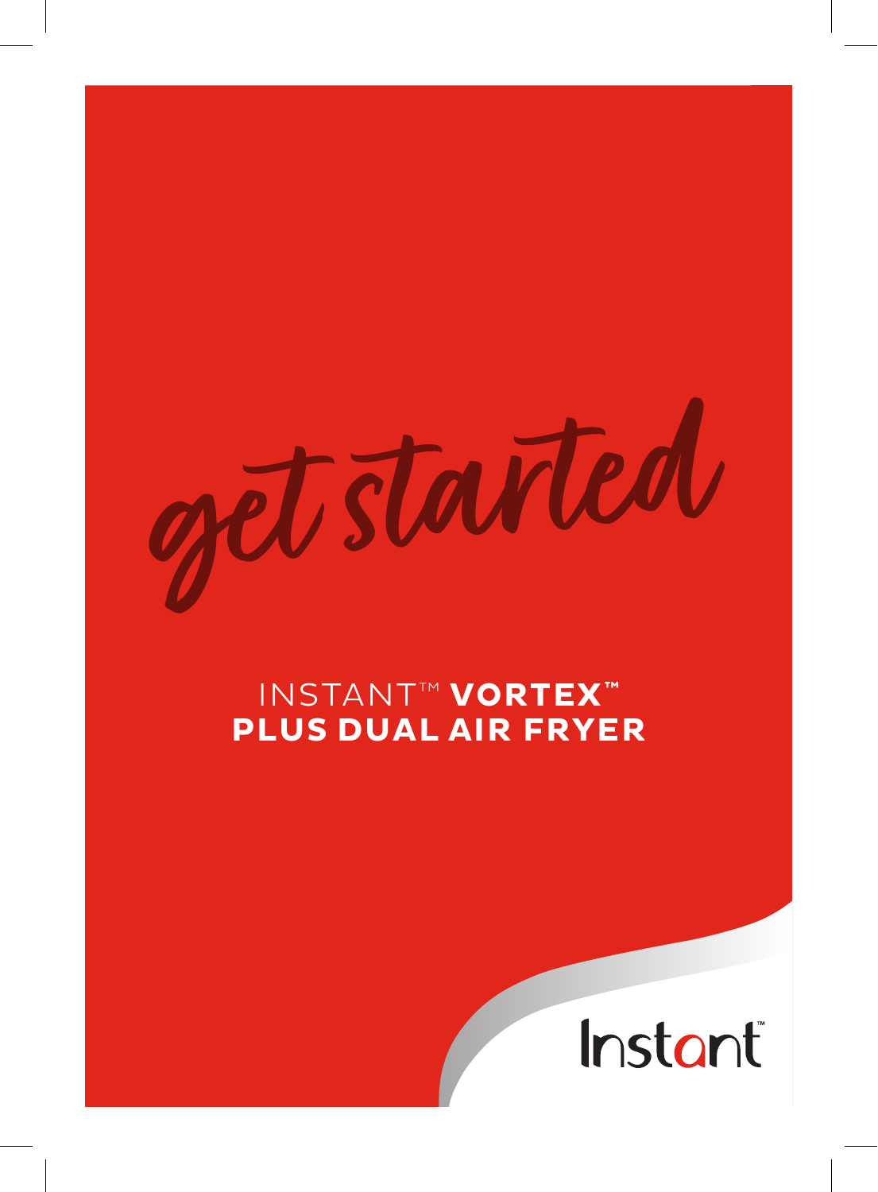# get started

## INSTANT™ **VORTEX™ PLUS DUAL AIR FRYER**

Instant™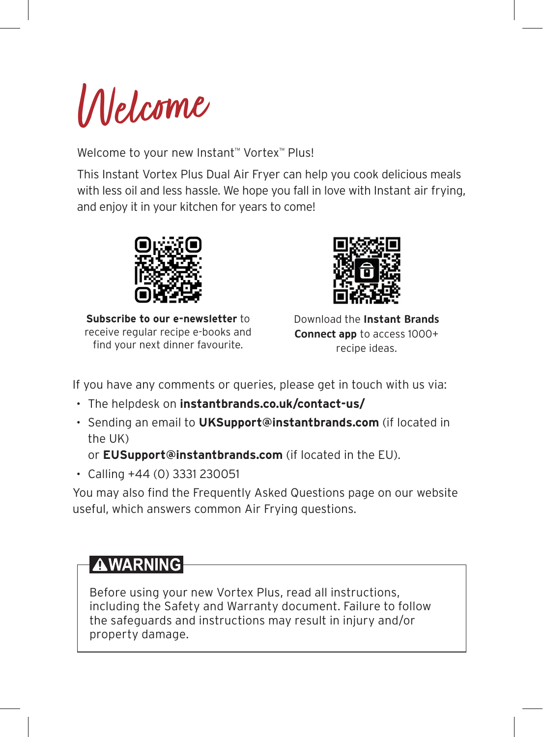# Welcome

Welcome to your new Instant™ Vortex™ Plus!

This Instant Vortex Plus Dual Air Fryer can help you cook delicious meals with less oil and less hassle. We hope you fall in love with Instant air frying, and enjoy it in your kitchen for years to come!

**Subscribe to our e-newsletter** to receive regular recipe e-books and find your next dinner favourite.

Download the **Instant Brands Connect app** to access 1000+ recipe ideas.

If you have any comments or queries, please get in touch with us via:

- The helpdesk on **instantbrands.co.uk/contact-us/**
- Sending an email to **UKSupport@instantbrands.com** (if located in the UK)
  or **EUSupport@instantbrands.com** (if located in the EU).
- Calling +44 (0) 3331 230051

You may also find the Frequently Asked Questions page on our website useful, which answers common Air Frying questions.

**⚠WARNING**

Before using your new Vortex Plus, read all instructions, including the Safety and Warranty document. Failure to follow the safeguards and instructions may result in injury and/or property damage.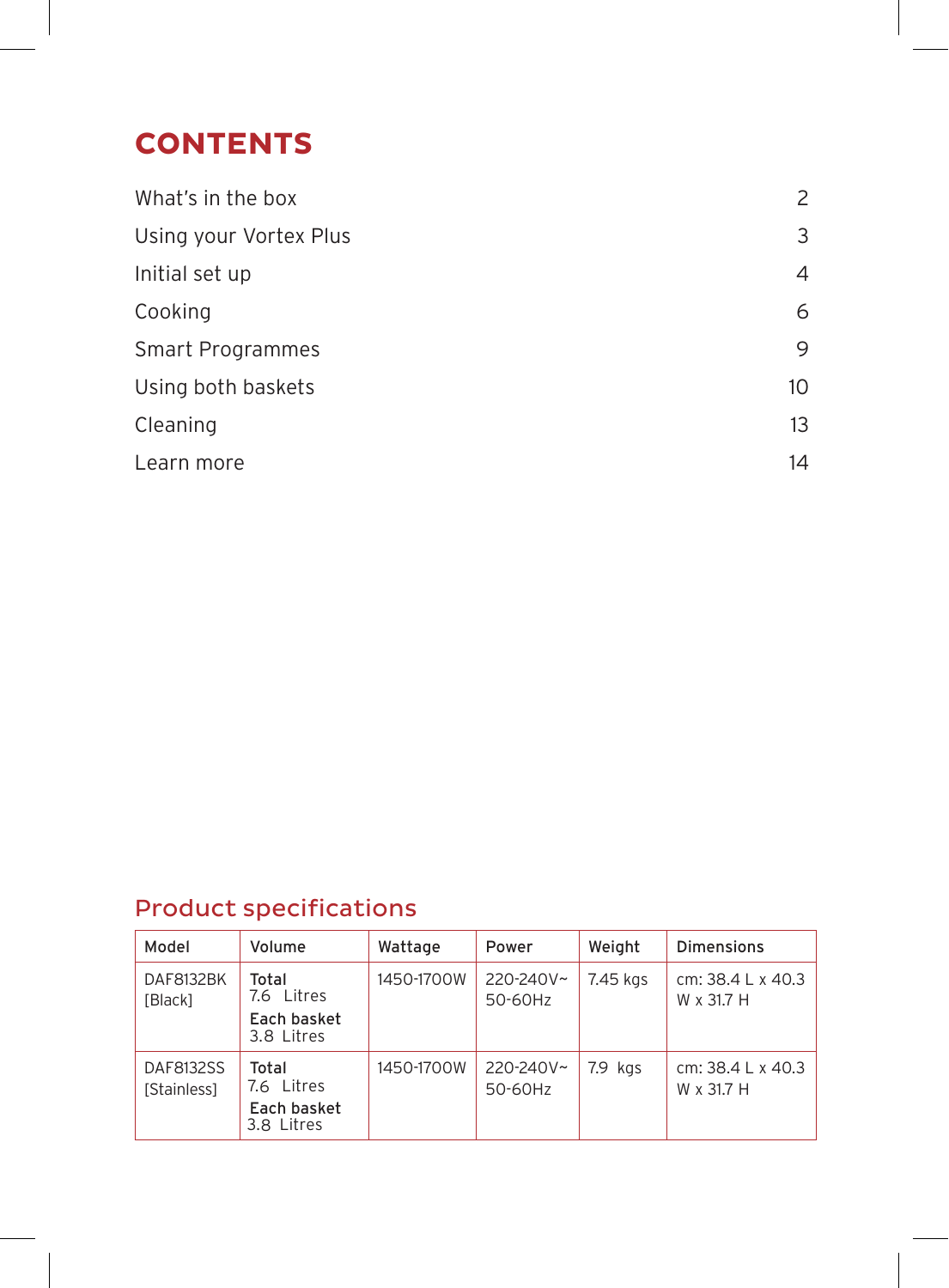# CONTENTS

| | |
|---|---|
| What's in the box | 2 |
| Using your Vortex Plus | 3 |
| Initial set up | 4 |
| Cooking | 6 |
| Smart Programmes | 9 |
| Using both baskets | 10 |
| Cleaning | 13 |
| Learn more | 14 |

## Product specifications

| Model | Volume | Wattage | Power | Weight | Dimensions |
|---|---|---|---|---|---|
| DAF8132BK [Black] | **Total** 7.6 Litres **Each basket** 3.8 Litres | 1450-1700W | 220-240V~ 50-60Hz | 7.45 kgs | cm: 38.4 L x 40.3 W x 31.7 H |
| DAF8132SS [Stainless] | **Total** 7.6 Litres **Each basket** 3.8 Litres | 1450-1700W | 220-240V~ 50-60Hz | 7.9 kgs | cm: 38.4 L x 40.3 W x 31.7 H |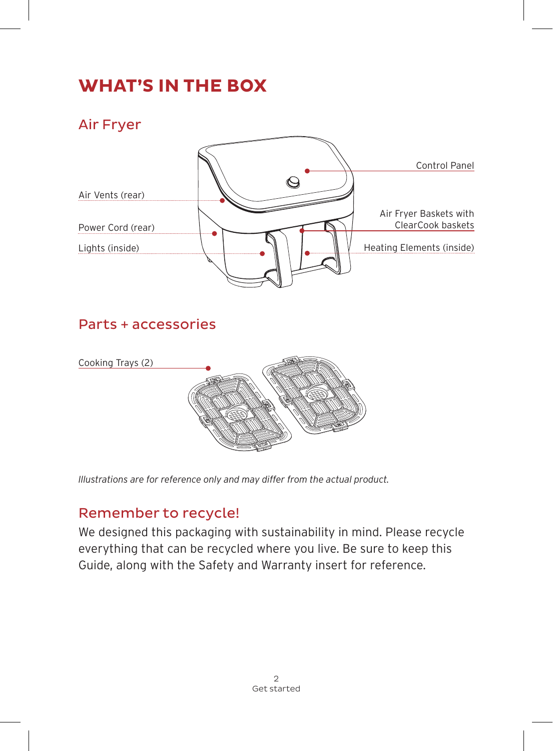# WHAT'S IN THE BOX

## Air Fryer

Air Vents (rear)

Power Cord (rear)

Lights (inside)

Control Panel

Air Fryer Baskets with ClearCook baskets

Heating Elements (inside)

## Parts + accessories

Cooking Trays (2)

*Illustrations are for reference only and may differ from the actual product.*

## Remember to recycle!

We designed this packaging with sustainability in mind. Please recycle everything that can be recycled where you live. Be sure to keep this Guide, along with the Safety and Warranty insert for reference.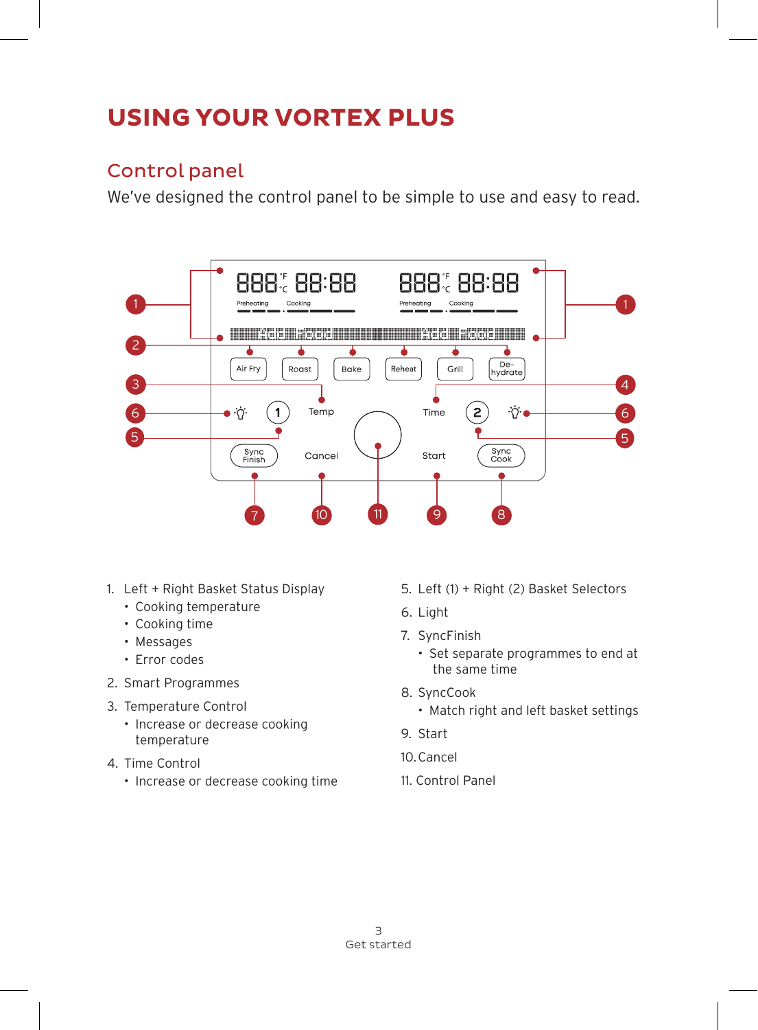# USING YOUR VORTEX PLUS

## Control panel

We've designed the control panel to be simple to use and easy to read.

1. Left + Right Basket Status Display
   - Cooking temperature
   - Cooking time
   - Messages
   - Error codes
2. Smart Programmes
3. Temperature Control
   - Increase or decrease cooking temperature
4. Time Control
   - Increase or decrease cooking time
5. Left (1) + Right (2) Basket Selectors
6. Light
7. SyncFinish
   - Set separate programmes to end at the same time
8. SyncCook
   - Match right and left basket settings
9. Start
10. Cancel
11. Control Panel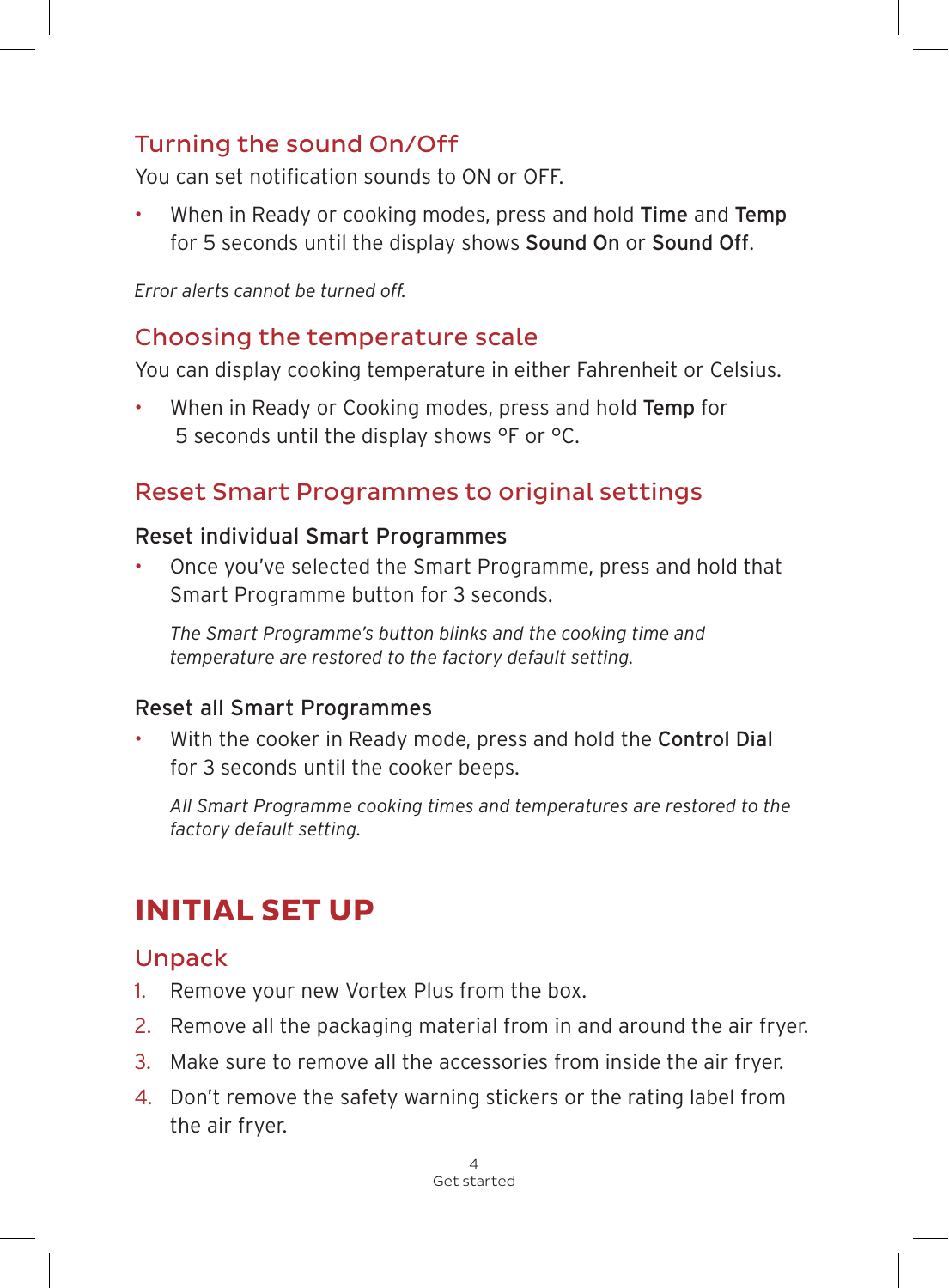## Turning the sound On/Off

You can set notification sounds to ON or OFF.

- When in Ready or cooking modes, press and hold **Time** and **Temp** for 5 seconds until the display shows **Sound On** or **Sound Off**.

*Error alerts cannot be turned off.*

## Choosing the temperature scale

You can display cooking temperature in either Fahrenheit or Celsius.

- When in Ready or Cooking modes, press and hold **Temp** for 5 seconds until the display shows °F or °C.

## Reset Smart Programmes to original settings

### Reset individual Smart Programmes

- Once you've selected the Smart Programme, press and hold that Smart Programme button for 3 seconds.

  *The Smart Programme's button blinks and the cooking time and temperature are restored to the factory default setting.*

### Reset all Smart Programmes

- With the cooker in Ready mode, press and hold the **Control Dial** for 3 seconds until the cooker beeps.

  *All Smart Programme cooking times and temperatures are restored to the factory default setting.*

# INITIAL SET UP

## Unpack

1. Remove your new Vortex Plus from the box.
2. Remove all the packaging material from in and around the air fryer.
3. Make sure to remove all the accessories from inside the air fryer.
4. Don't remove the safety warning stickers or the rating label from the air fryer.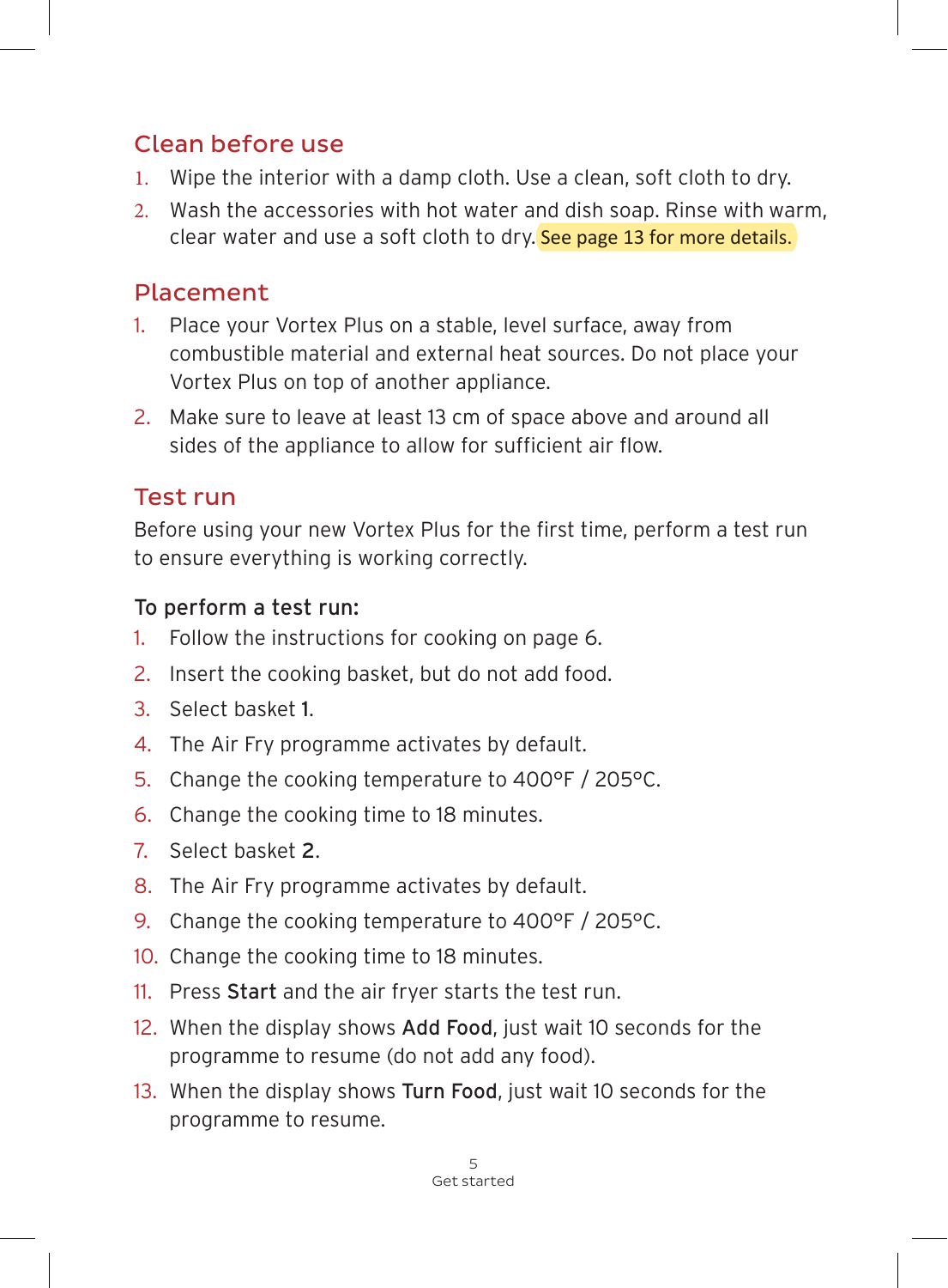## Clean before use

1. Wipe the interior with a damp cloth. Use a clean, soft cloth to dry.
2. Wash the accessories with hot water and dish soap. Rinse with warm, clear water and use a soft cloth to dry. See page 13 for more details.

## Placement

1. Place your Vortex Plus on a stable, level surface, away from combustible material and external heat sources. Do not place your Vortex Plus on top of another appliance.
2. Make sure to leave at least 13 cm of space above and around all sides of the appliance to allow for sufficient air flow.

## Test run

Before using your new Vortex Plus for the first time, perform a test run to ensure everything is working correctly.

### To perform a test run:

1. Follow the instructions for cooking on page 6.
2. Insert the cooking basket, but do not add food.
3. Select basket **1**.
4. The Air Fry programme activates by default.
5. Change the cooking temperature to 400°F / 205°C.
6. Change the cooking time to 18 minutes.
7. Select basket **2**.
8. The Air Fry programme activates by default.
9. Change the cooking temperature to 400°F / 205°C.
10. Change the cooking time to 18 minutes.
11. Press **Start** and the air fryer starts the test run.
12. When the display shows **Add Food**, just wait 10 seconds for the programme to resume (do not add any food).
13. When the display shows **Turn Food**, just wait 10 seconds for the programme to resume.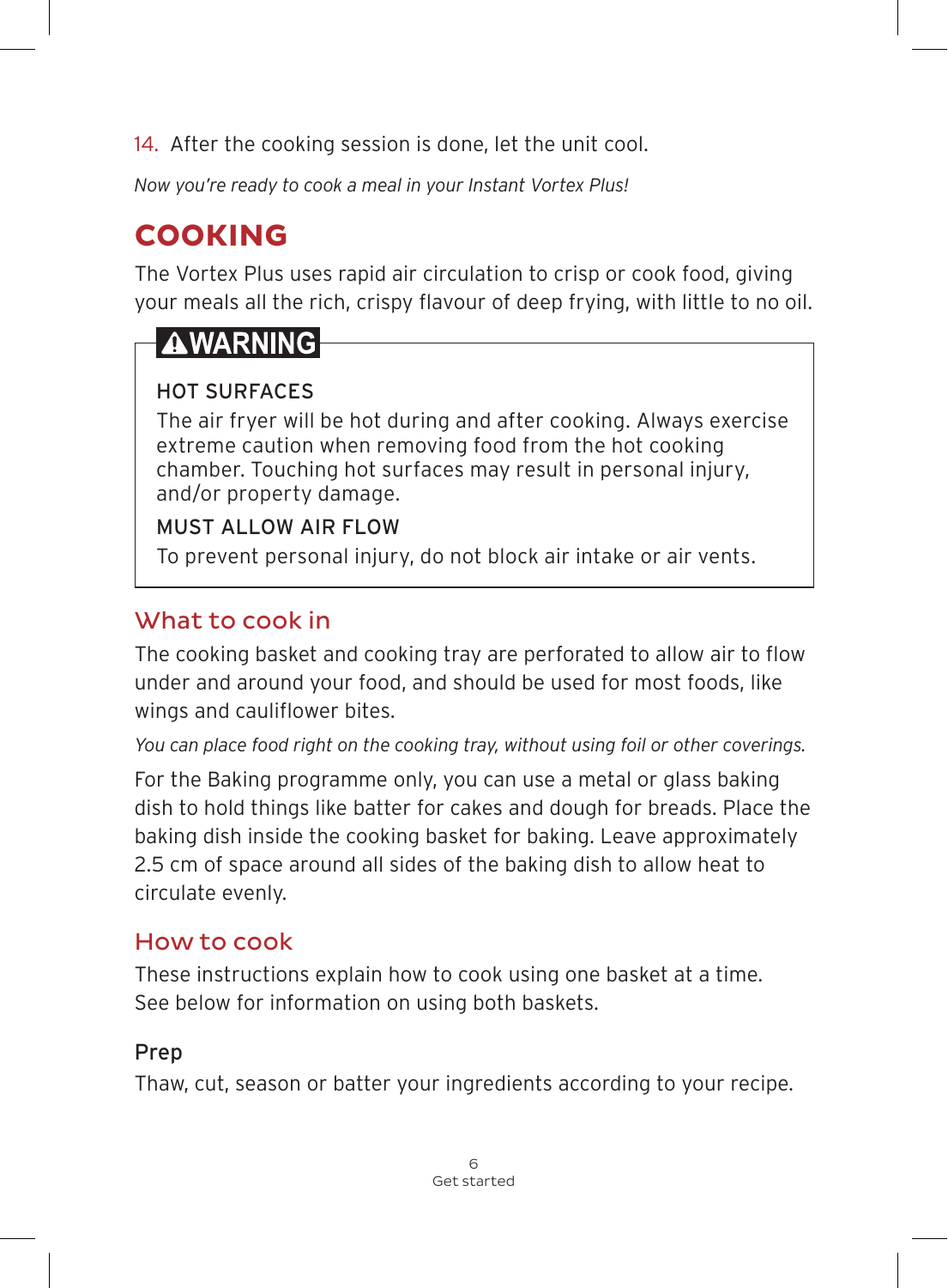14. After the cooking session is done, let the unit cool.

*Now you're ready to cook a meal in your Instant Vortex Plus!*

# COOKING

The Vortex Plus uses rapid air circulation to crisp or cook food, giving your meals all the rich, crispy flavour of deep frying, with little to no oil.

> **⚠WARNING**
>
> HOT SURFACES
>
> The air fryer will be hot during and after cooking. Always exercise extreme caution when removing food from the hot cooking chamber. Touching hot surfaces may result in personal injury, and/or property damage.
>
> MUST ALLOW AIR FLOW
>
> To prevent personal injury, do not block air intake or air vents.

## What to cook in

The cooking basket and cooking tray are perforated to allow air to flow under and around your food, and should be used for most foods, like wings and cauliflower bites.

*You can place food right on the cooking tray, without using foil or other coverings.*

For the Baking programme only, you can use a metal or glass baking dish to hold things like batter for cakes and dough for breads. Place the baking dish inside the cooking basket for baking. Leave approximately 2.5 cm of space around all sides of the baking dish to allow heat to circulate evenly.

## How to cook

These instructions explain how to cook using one basket at a time. See below for information on using both baskets.

### Prep

Thaw, cut, season or batter your ingredients according to your recipe.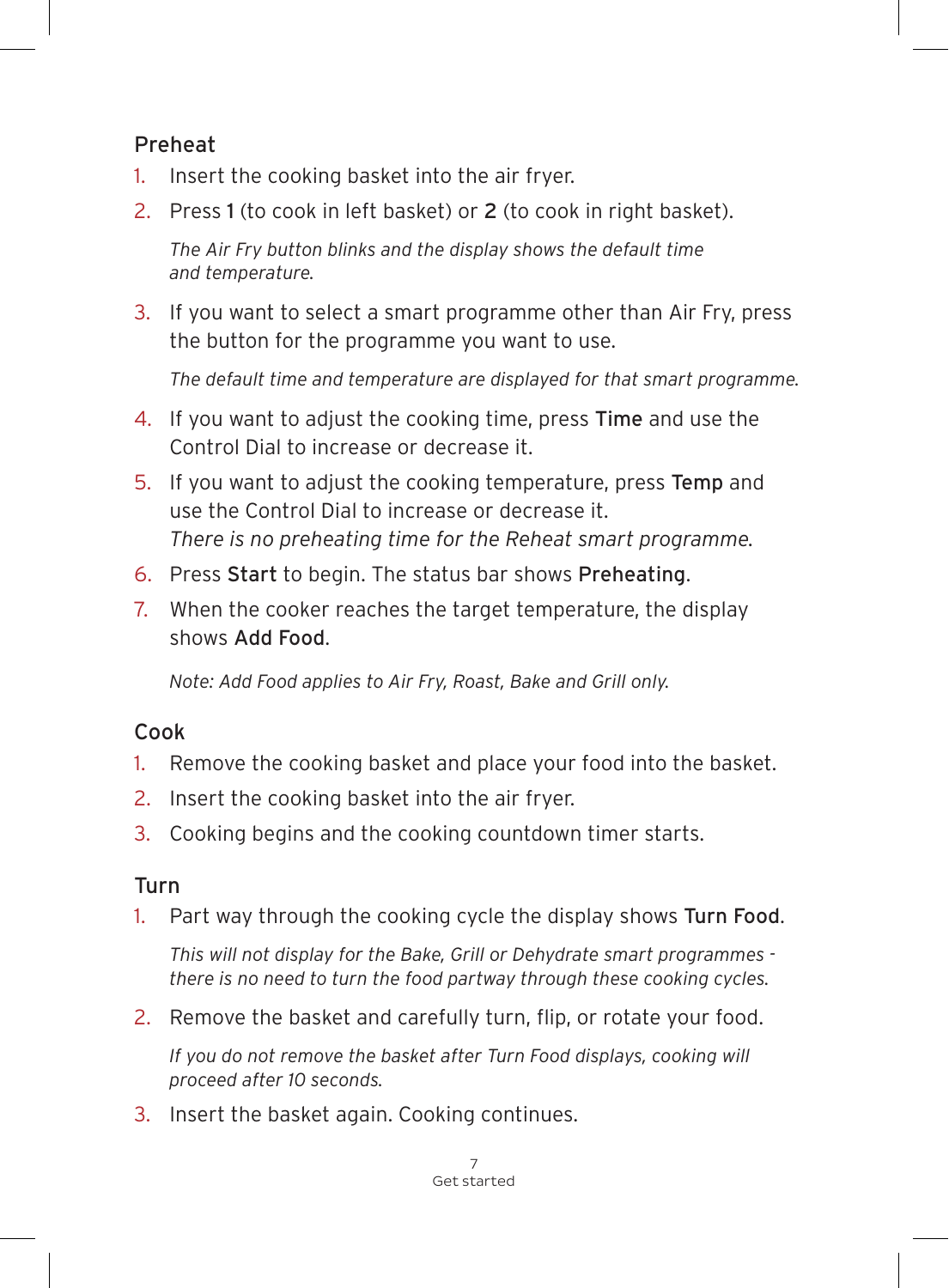### Preheat

1. Insert the cooking basket into the air fryer.
2. Press **1** (to cook in left basket) or **2** (to cook in right basket).

   *The Air Fry button blinks and the display shows the default time and temperature.*

3. If you want to select a smart programme other than Air Fry, press the button for the programme you want to use.

   *The default time and temperature are displayed for that smart programme.*

4. If you want to adjust the cooking time, press **Time** and use the Control Dial to increase or decrease it.
5. If you want to adjust the cooking temperature, press **Temp** and use the Control Dial to increase or decrease it.
   *There is no preheating time for the Reheat smart programme.*
6. Press **Start** to begin. The status bar shows **Preheating**.
7. When the cooker reaches the target temperature, the display shows **Add Food**.

   *Note: Add Food applies to Air Fry, Roast, Bake and Grill only.*

### Cook

1. Remove the cooking basket and place your food into the basket.
2. Insert the cooking basket into the air fryer.
3. Cooking begins and the cooking countdown timer starts.

### Turn

1. Part way through the cooking cycle the display shows **Turn Food**.

   *This will not display for the Bake, Grill or Dehydrate smart programmes - there is no need to turn the food partway through these cooking cycles.*

2. Remove the basket and carefully turn, flip, or rotate your food.

   *If you do not remove the basket after Turn Food displays, cooking will proceed after 10 seconds.*

3. Insert the basket again. Cooking continues.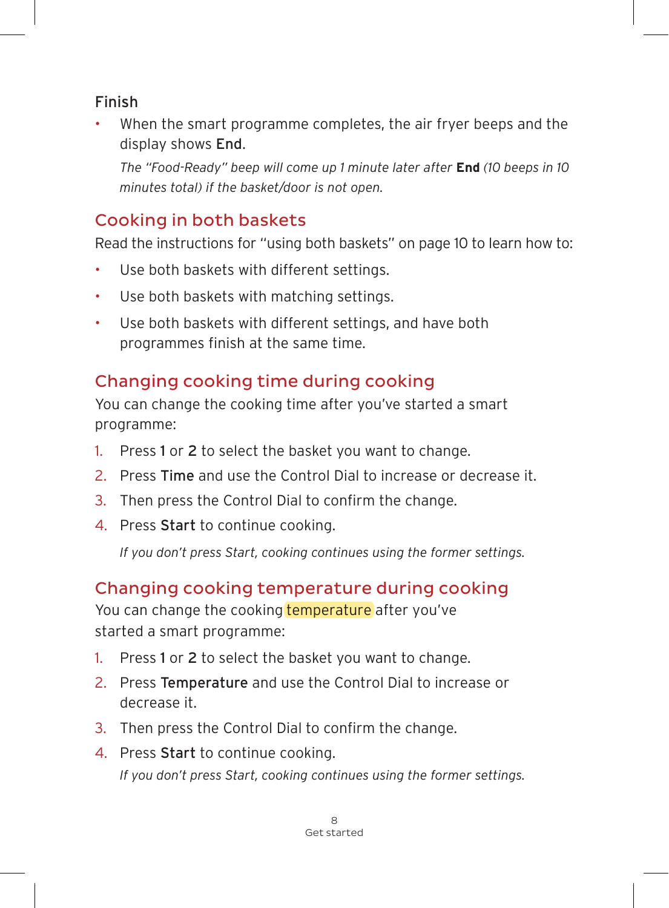### Finish

- When the smart programme completes, the air fryer beeps and the display shows **End**.

  *The "Food-Ready" beep will come up 1 minute later after* ***End*** *(10 beeps in 10 minutes total) if the basket/door is not open.*

## Cooking in both baskets

Read the instructions for "using both baskets" on page 10 to learn how to:

- Use both baskets with different settings.
- Use both baskets with matching settings.
- Use both baskets with different settings, and have both programmes finish at the same time.

## Changing cooking time during cooking

You can change the cooking time after you've started a smart programme:

1. Press **1** or **2** to select the basket you want to change.
2. Press **Time** and use the Control Dial to increase or decrease it.
3. Then press the Control Dial to confirm the change.
4. Press **Start** to continue cooking.

   *If you don't press Start, cooking continues using the former settings.*

## Changing cooking temperature during cooking

You can change the cooking temperature after you've started a smart programme:

1. Press **1** or **2** to select the basket you want to change.
2. Press **Temperature** and use the Control Dial to increase or decrease it.
3. Then press the Control Dial to confirm the change.
4. Press **Start** to continue cooking.

   *If you don't press Start, cooking continues using the former settings.*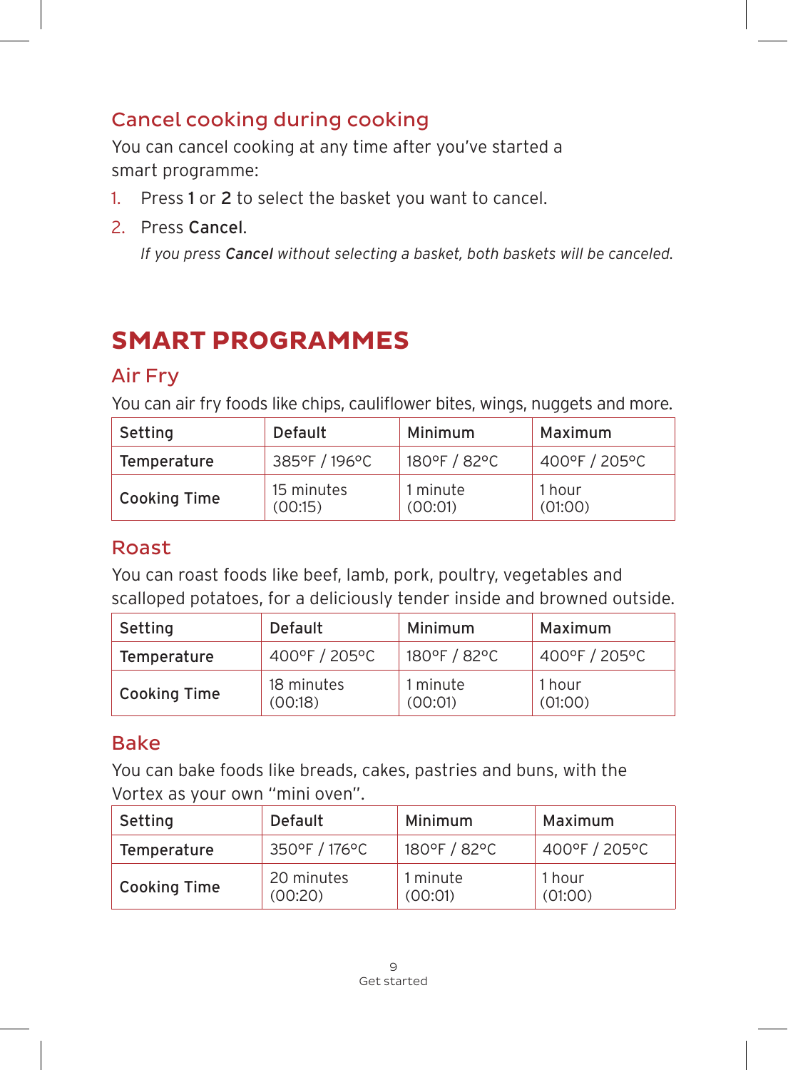### Cancel cooking during cooking

You can cancel cooking at any time after you've started a smart programme:

1. Press **1** or **2** to select the basket you want to cancel.
2. Press **Cancel**.

   *If you press **Cancel** without selecting a basket, both baskets will be canceled.*

## SMART PROGRAMMES

### Air Fry

You can air fry foods like chips, cauliflower bites, wings, nuggets and more.

| Setting | Default | Minimum | Maximum |
|---|---|---|---|
| Temperature | 385°F / 196°C | 180°F / 82°C | 400°F / 205°C |
| Cooking Time | 15 minutes (00:15) | 1 minute (00:01) | 1 hour (01:00) |

### Roast

You can roast foods like beef, lamb, pork, poultry, vegetables and scalloped potatoes, for a deliciously tender inside and browned outside.

| Setting | Default | Minimum | Maximum |
|---|---|---|---|
| Temperature | 400°F / 205°C | 180°F / 82°C | 400°F / 205°C |
| Cooking Time | 18 minutes (00:18) | 1 minute (00:01) | 1 hour (01:00) |

### Bake

You can bake foods like breads, cakes, pastries and buns, with the Vortex as your own "mini oven".

| Setting | Default | Minimum | Maximum |
|---|---|---|---|
| Temperature | 350°F / 176°C | 180°F / 82°C | 400°F / 205°C |
| Cooking Time | 20 minutes (00:20) | 1 minute (00:01) | 1 hour (01:00) |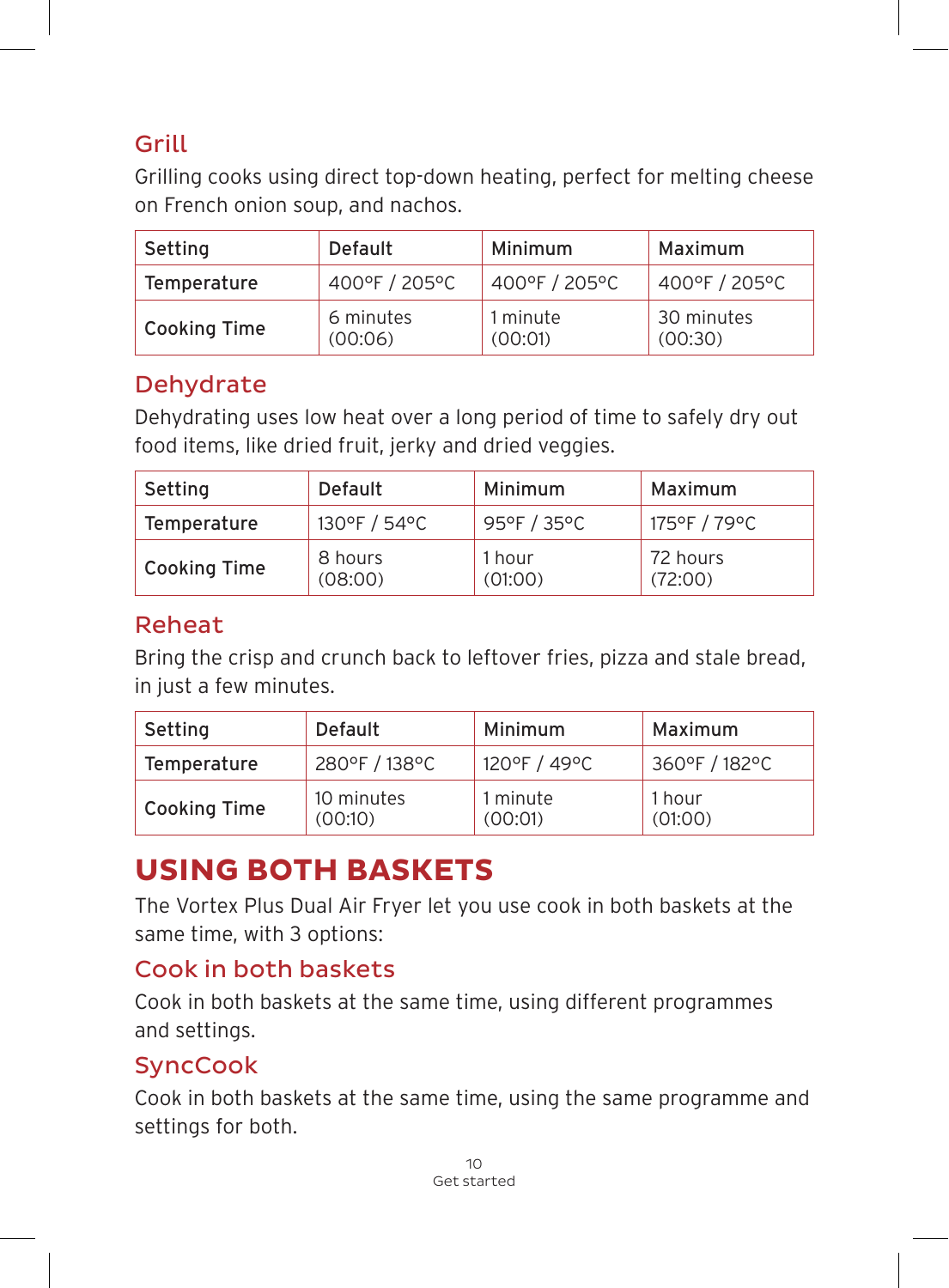### Grill

Grilling cooks using direct top-down heating, perfect for melting cheese on French onion soup, and nachos.

| Setting | Default | Minimum | Maximum |
|---|---|---|---|
| Temperature | 400°F / 205°C | 400°F / 205°C | 400°F / 205°C |
| Cooking Time | 6 minutes (00:06) | 1 minute (00:01) | 30 minutes (00:30) |

### Dehydrate

Dehydrating uses low heat over a long period of time to safely dry out food items, like dried fruit, jerky and dried veggies.

| Setting | Default | Minimum | Maximum |
|---|---|---|---|
| Temperature | 130°F / 54°C | 95°F / 35°C | 175°F / 79°C |
| Cooking Time | 8 hours (08:00) | 1 hour (01:00) | 72 hours (72:00) |

### Reheat

Bring the crisp and crunch back to leftover fries, pizza and stale bread, in just a few minutes.

| Setting | Default | Minimum | Maximum |
|---|---|---|---|
| Temperature | 280°F / 138°C | 120°F / 49°C | 360°F / 182°C |
| Cooking Time | 10 minutes (00:10) | 1 minute (00:01) | 1 hour (01:00) |

## USING BOTH BASKETS

The Vortex Plus Dual Air Fryer let you use cook in both baskets at the same time, with 3 options:

### Cook in both baskets

Cook in both baskets at the same time, using different programmes and settings.

### SyncCook

Cook in both baskets at the same time, using the same programme and settings for both.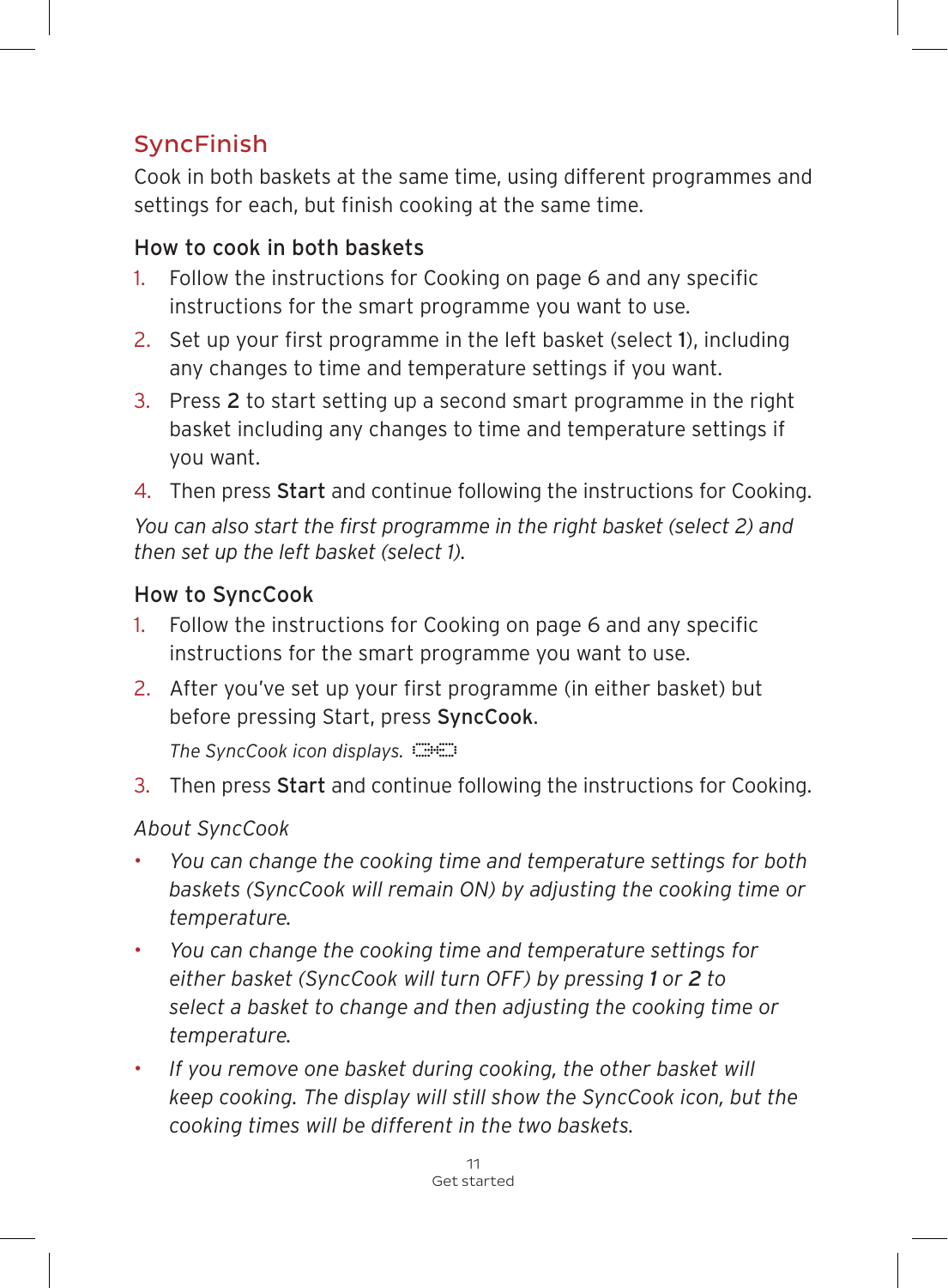## SyncFinish

Cook in both baskets at the same time, using different programmes and settings for each, but finish cooking at the same time.

### How to cook in both baskets

1. Follow the instructions for Cooking on page 6 and any specific instructions for the smart programme you want to use.
2. Set up your first programme in the left basket (select **1**), including any changes to time and temperature settings if you want.
3. Press **2** to start setting up a second smart programme in the right basket including any changes to time and temperature settings if you want.
4. Then press **Start** and continue following the instructions for Cooking.

*You can also start the first programme in the right basket (select 2) and then set up the left basket (select 1).*

### How to SyncCook

1. Follow the instructions for Cooking on page 6 and any specific instructions for the smart programme you want to use.
2. After you've set up your first programme (in either basket) but before pressing Start, press **SyncCook**.

   *The SyncCook icon displays.*
3. Then press **Start** and continue following the instructions for Cooking.

*About SyncCook*

- *You can change the cooking time and temperature settings for both baskets (SyncCook will remain ON) by adjusting the cooking time or temperature.*
- *You can change the cooking time and temperature settings for either basket (SyncCook will turn OFF) by pressing **1** or **2** to select a basket to change and then adjusting the cooking time or temperature.*
- *If you remove one basket during cooking, the other basket will keep cooking. The display will still show the SyncCook icon, but the cooking times will be different in the two baskets.*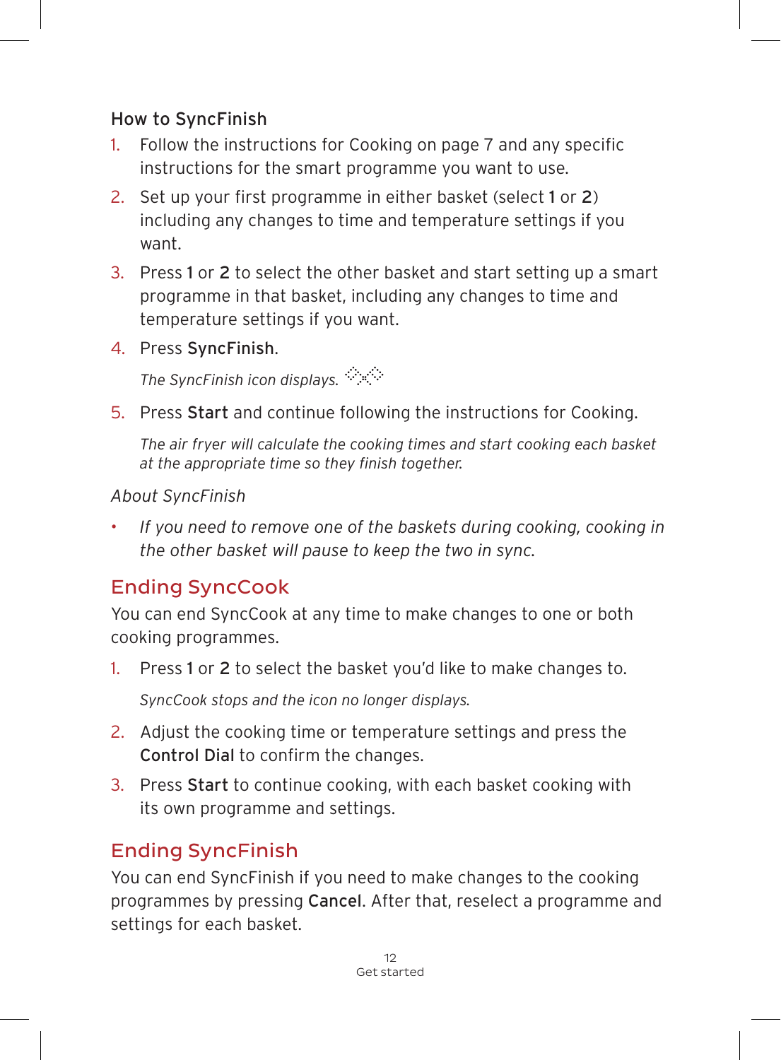### How to SyncFinish

1. Follow the instructions for Cooking on page 7 and any specific instructions for the smart programme you want to use.
2. Set up your first programme in either basket (select **1** or **2**) including any changes to time and temperature settings if you want.
3. Press **1** or **2** to select the other basket and start setting up a smart programme in that basket, including any changes to time and temperature settings if you want.
4. Press **SyncFinish**.

   *The SyncFinish icon displays.*

5. Press **Start** and continue following the instructions for Cooking.

   *The air fryer will calculate the cooking times and start cooking each basket at the appropriate time so they finish together.*

*About SyncFinish*

- *If you need to remove one of the baskets during cooking, cooking in the other basket will pause to keep the two in sync.*

## Ending SyncCook

You can end SyncCook at any time to make changes to one or both cooking programmes.

1. Press **1** or **2** to select the basket you'd like to make changes to.

   *SyncCook stops and the icon no longer displays.*

2. Adjust the cooking time or temperature settings and press the **Control Dial** to confirm the changes.
3. Press **Start** to continue cooking, with each basket cooking with its own programme and settings.

## Ending SyncFinish

You can end SyncFinish if you need to make changes to the cooking programmes by pressing **Cancel**. After that, reselect a programme and settings for each basket.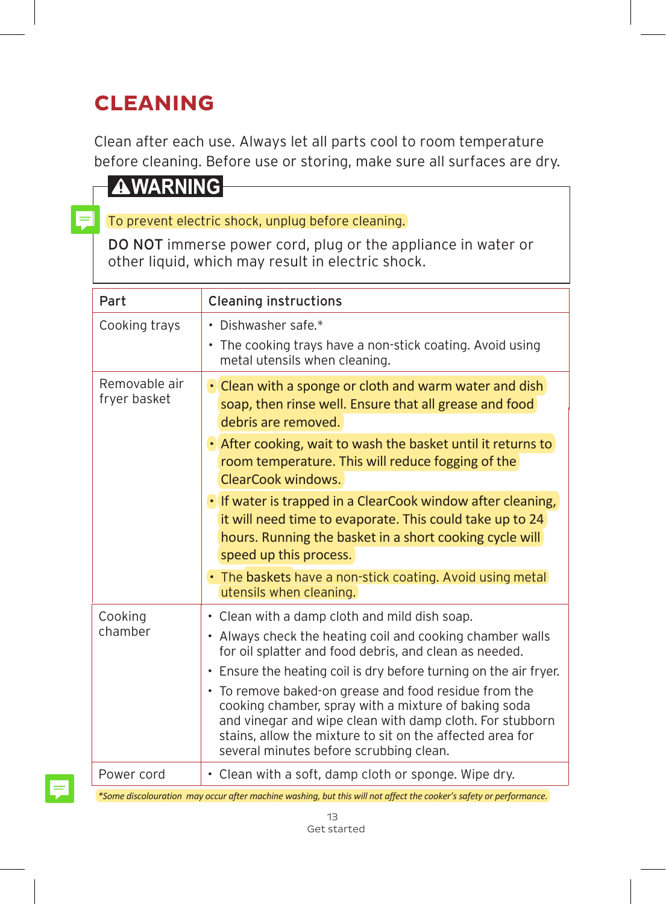# CLEANING

Clean after each use. Always let all parts cool to room temperature before cleaning. Before use or storing, make sure all surfaces are dry.

> **⚠WARNING**
>
> To prevent electric shock, unplug before cleaning.
>
> **DO NOT** immerse power cord, plug or the appliance in water or other liquid, which may result in electric shock.

| Part | Cleaning instructions |
| --- | --- |
| Cooking trays | • Dishwasher safe.*<br>• The cooking trays have a non-stick coating. Avoid using metal utensils when cleaning. |
| Removable air fryer basket | • Clean with a sponge or cloth and warm water and dish soap, then rinse well. Ensure that all grease and food debris are removed.<br>• After cooking, wait to wash the basket until it returns to room temperature. This will reduce fogging of the ClearCook windows.<br>• If water is trapped in a ClearCook window after cleaning, it will need time to evaporate. This could take up to 24 hours. Running the basket in a short cooking cycle will speed up this process.<br>• The baskets have a non-stick coating. Avoid using metal utensils when cleaning. |
| Cooking chamber | • Clean with a damp cloth and mild dish soap.<br>• Always check the heating coil and cooking chamber walls for oil splatter and food debris, and clean as needed.<br>• Ensure the heating coil is dry before turning on the air fryer.<br>• To remove baked-on grease and food residue from the cooking chamber, spray with a mixture of baking soda and vinegar and wipe clean with damp cloth. For stubborn stains, allow the mixture to sit on the affected area for several minutes before scrubbing clean. |
| Power cord | • Clean with a soft, damp cloth or sponge. Wipe dry. |

*\*Some discolouration may occur after machine washing, but this will not affect the cooker's safety or performance.*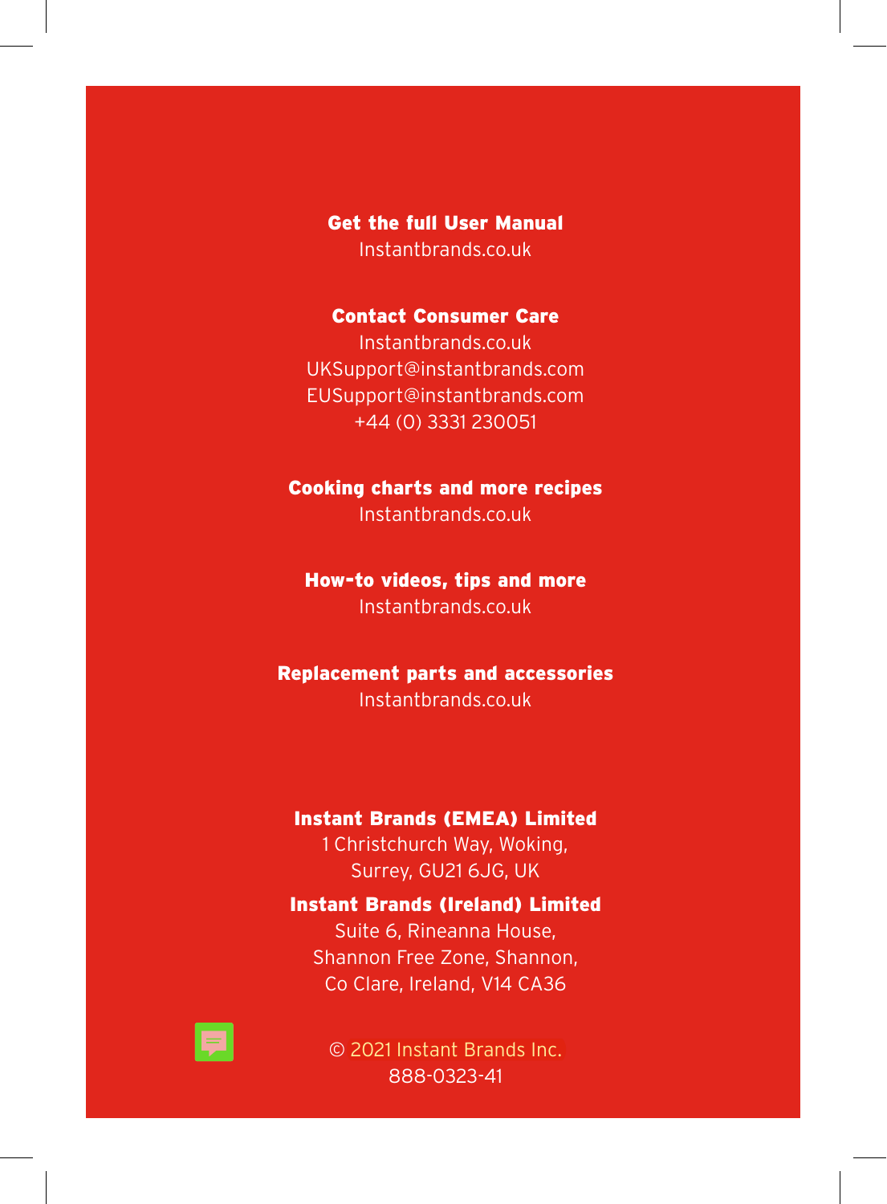**Get the full User Manual**
Instantbrands.co.uk

**Contact Consumer Care**
Instantbrands.co.uk
UKSupport@instantbrands.com
EUSupport@instantbrands.com
+44 (0) 3331 230051

**Cooking charts and more recipes**
Instantbrands.co.uk

**How-to videos, tips and more**
Instantbrands.co.uk

**Replacement parts and accessories**
Instantbrands.co.uk

**Instant Brands (EMEA) Limited**
1 Christchurch Way, Woking,
Surrey, GU21 6JG, UK

**Instant Brands (Ireland) Limited**
Suite 6, Rineanna House,
Shannon Free Zone, Shannon,
Co Clare, Ireland, V14 CA36

© 2021 Instant Brands Inc.
888-0323-41